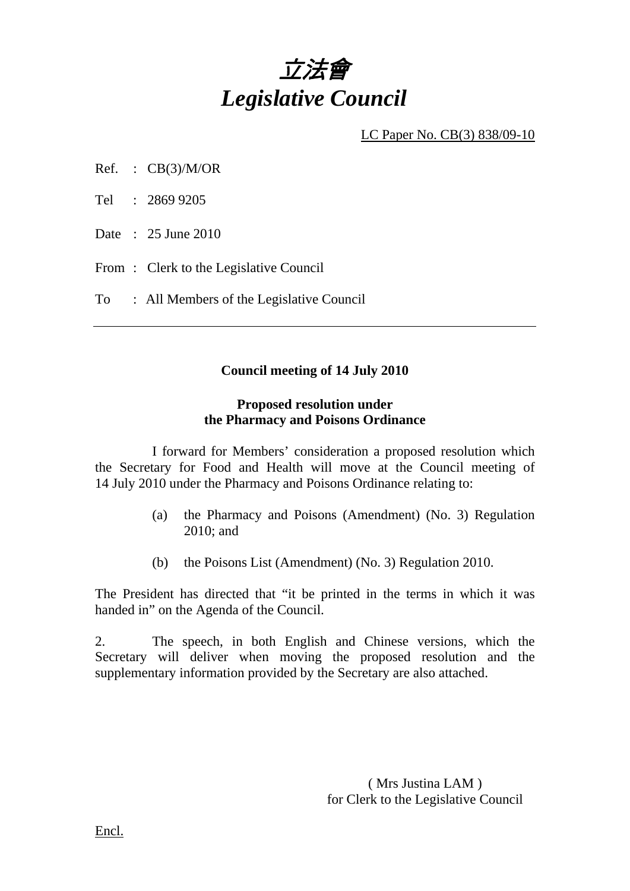# *立法會*
# *Legislative Council*

LC Paper No. CB(3) 838/09-10

Ref. : CB(3)/M/OR

Tel : 2869 9205

Date : 25 June 2010

From : Clerk to the Legislative Council

To : All Members of the Legislative Council

---

**Council meeting of 14 July 2010**

**Proposed resolution under the Pharmacy and Poisons Ordinance**

I forward for Members' consideration a proposed resolution which the Secretary for Food and Health will move at the Council meeting of 14 July 2010 under the Pharmacy and Poisons Ordinance relating to:

(a) the Pharmacy and Poisons (Amendment) (No. 3) Regulation 2010; and

(b) the Poisons List (Amendment) (No. 3) Regulation 2010.

The President has directed that "it be printed in the terms in which it was handed in" on the Agenda of the Council.

2. The speech, in both English and Chinese versions, which the Secretary will deliver when moving the proposed resolution and the supplementary information provided by the Secretary are also attached.

( Mrs Justina LAM )
for Clerk to the Legislative Council

Encl.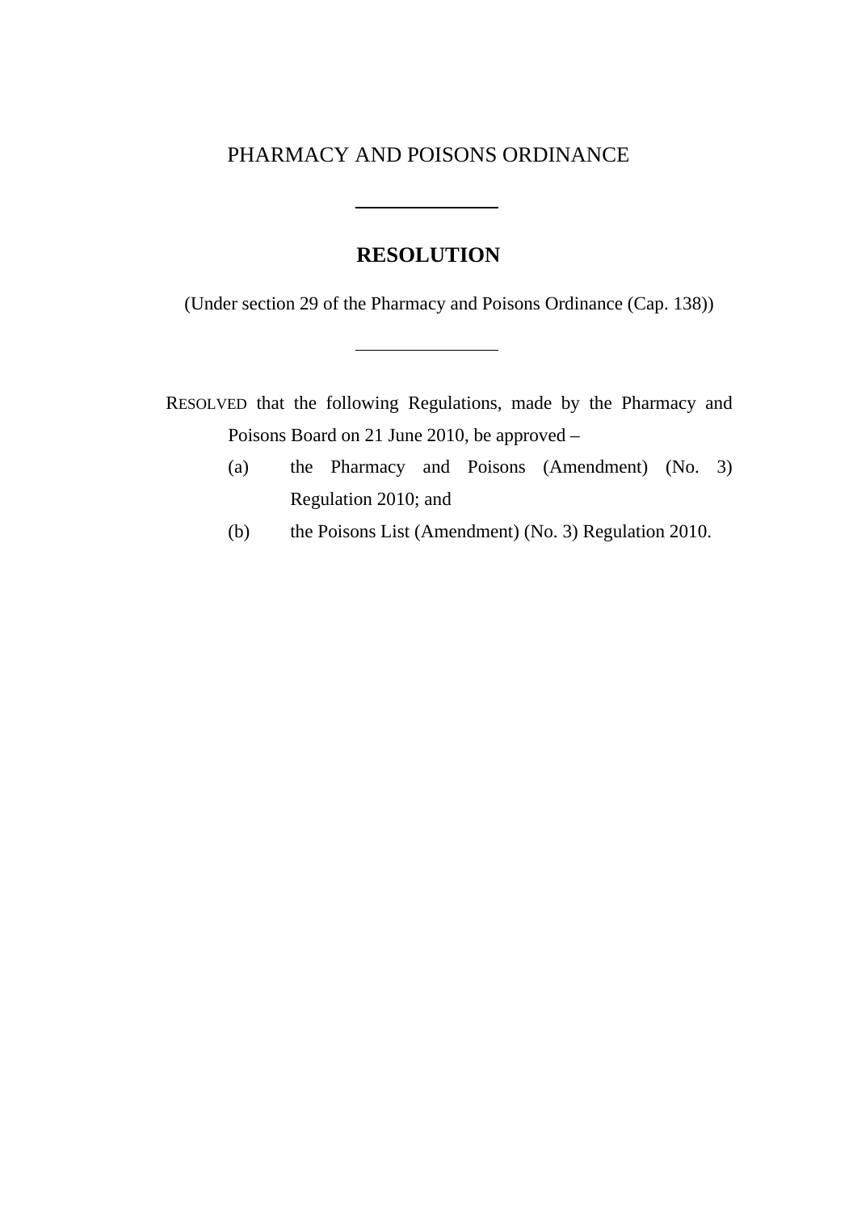# PHARMACY AND POISONS ORDINANCE

---

## RESOLUTION

(Under section 29 of the Pharmacy and Poisons Ordinance (Cap. 138))

---

RESOLVED that the following Regulations, made by the Pharmacy and Poisons Board on 21 June 2010, be approved –

(a) the Pharmacy and Poisons (Amendment) (No. 3) Regulation 2010; and

(b) the Poisons List (Amendment) (No. 3) Regulation 2010.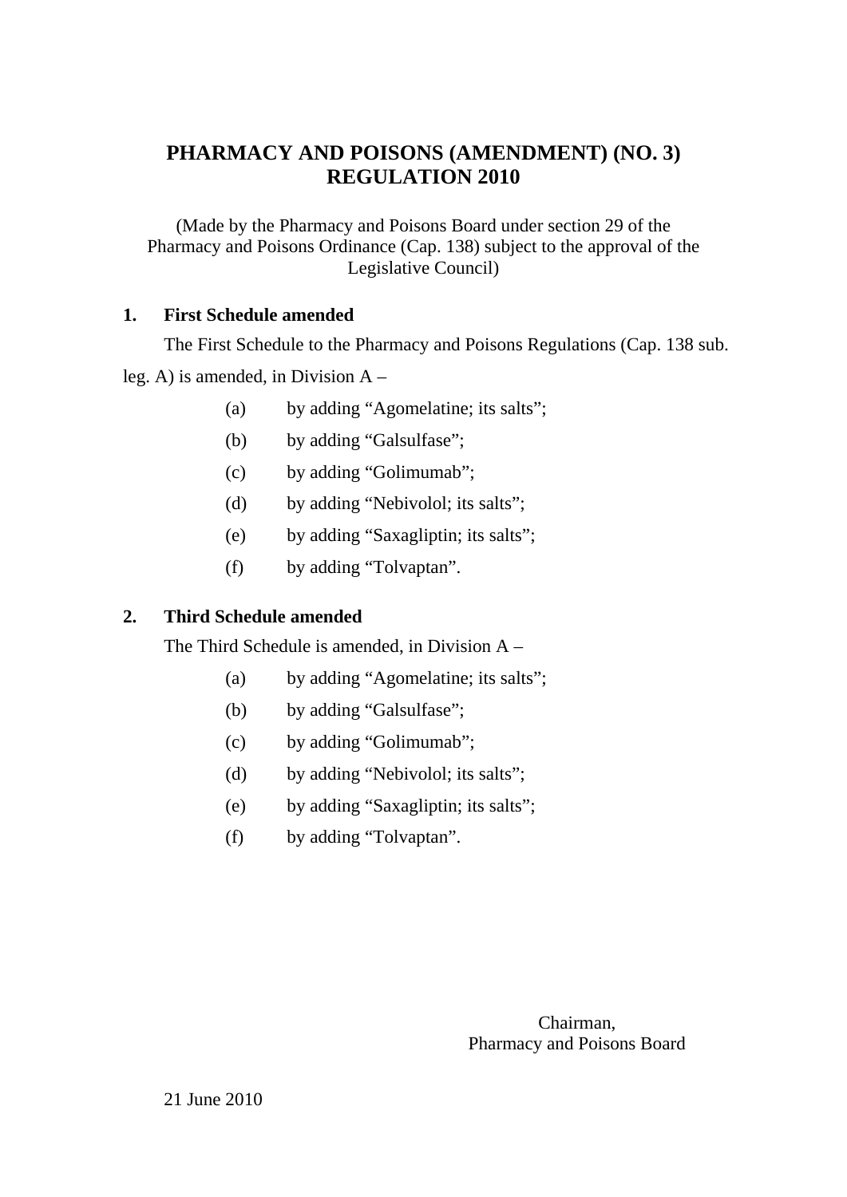# PHARMACY AND POISONS (AMENDMENT) (NO. 3) REGULATION 2010

(Made by the Pharmacy and Poisons Board under section 29 of the Pharmacy and Poisons Ordinance (Cap. 138) subject to the approval of the Legislative Council)

**1. First Schedule amended**

The First Schedule to the Pharmacy and Poisons Regulations (Cap. 138 sub. leg. A) is amended, in Division A –

(a) by adding "Agomelatine; its salts";

(b) by adding "Galsulfase";

(c) by adding "Golimumab";

(d) by adding "Nebivolol; its salts";

(e) by adding "Saxagliptin; its salts";

(f) by adding "Tolvaptan".

**2. Third Schedule amended**

The Third Schedule is amended, in Division A –

(a) by adding "Agomelatine; its salts";

(b) by adding "Galsulfase";

(c) by adding "Golimumab";

(d) by adding "Nebivolol; its salts";

(e) by adding "Saxagliptin; its salts";

(f) by adding "Tolvaptan".

Chairman,
Pharmacy and Poisons Board

21 June 2010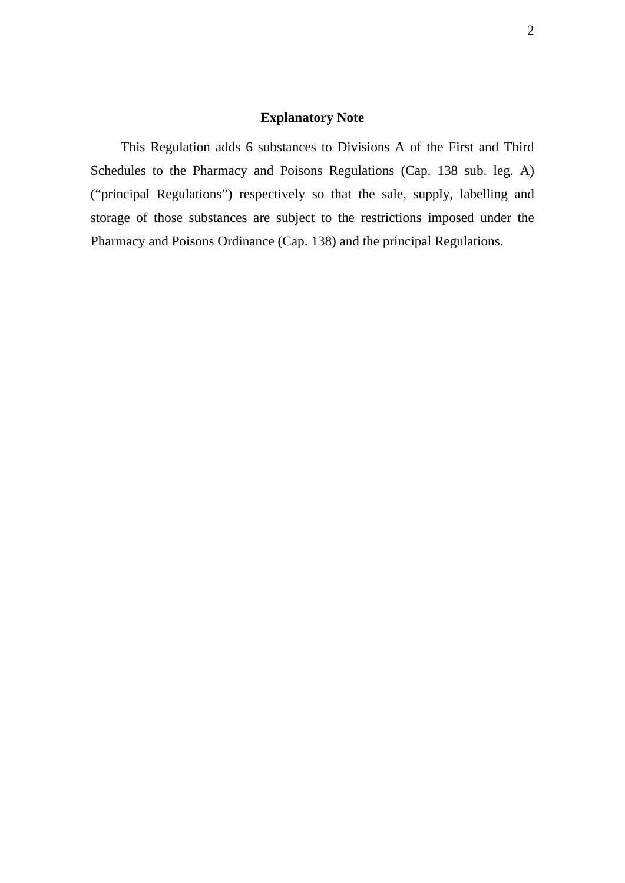## Explanatory Note

This Regulation adds 6 substances to Divisions A of the First and Third Schedules to the Pharmacy and Poisons Regulations (Cap. 138 sub. leg. A) ("principal Regulations") respectively so that the sale, supply, labelling and storage of those substances are subject to the restrictions imposed under the Pharmacy and Poisons Ordinance (Cap. 138) and the principal Regulations.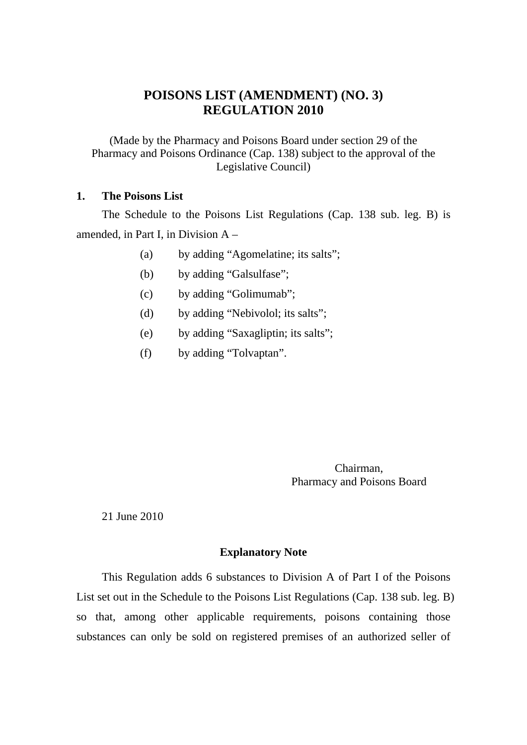# POISONS LIST (AMENDMENT) (NO. 3) REGULATION 2010

(Made by the Pharmacy and Poisons Board under section 29 of the Pharmacy and Poisons Ordinance (Cap. 138) subject to the approval of the Legislative Council)

**1. The Poisons List**

The Schedule to the Poisons List Regulations (Cap. 138 sub. leg. B) is amended, in Part I, in Division A –

(a) by adding "Agomelatine; its salts";

(b) by adding "Galsulfase";

(c) by adding "Golimumab";

(d) by adding "Nebivolol; its salts";

(e) by adding "Saxagliptin; its salts";

(f) by adding "Tolvaptan".

Chairman,
Pharmacy and Poisons Board

21 June 2010

**Explanatory Note**

This Regulation adds 6 substances to Division A of Part I of the Poisons List set out in the Schedule to the Poisons List Regulations (Cap. 138 sub. leg. B) so that, among other applicable requirements, poisons containing those substances can only be sold on registered premises of an authorized seller of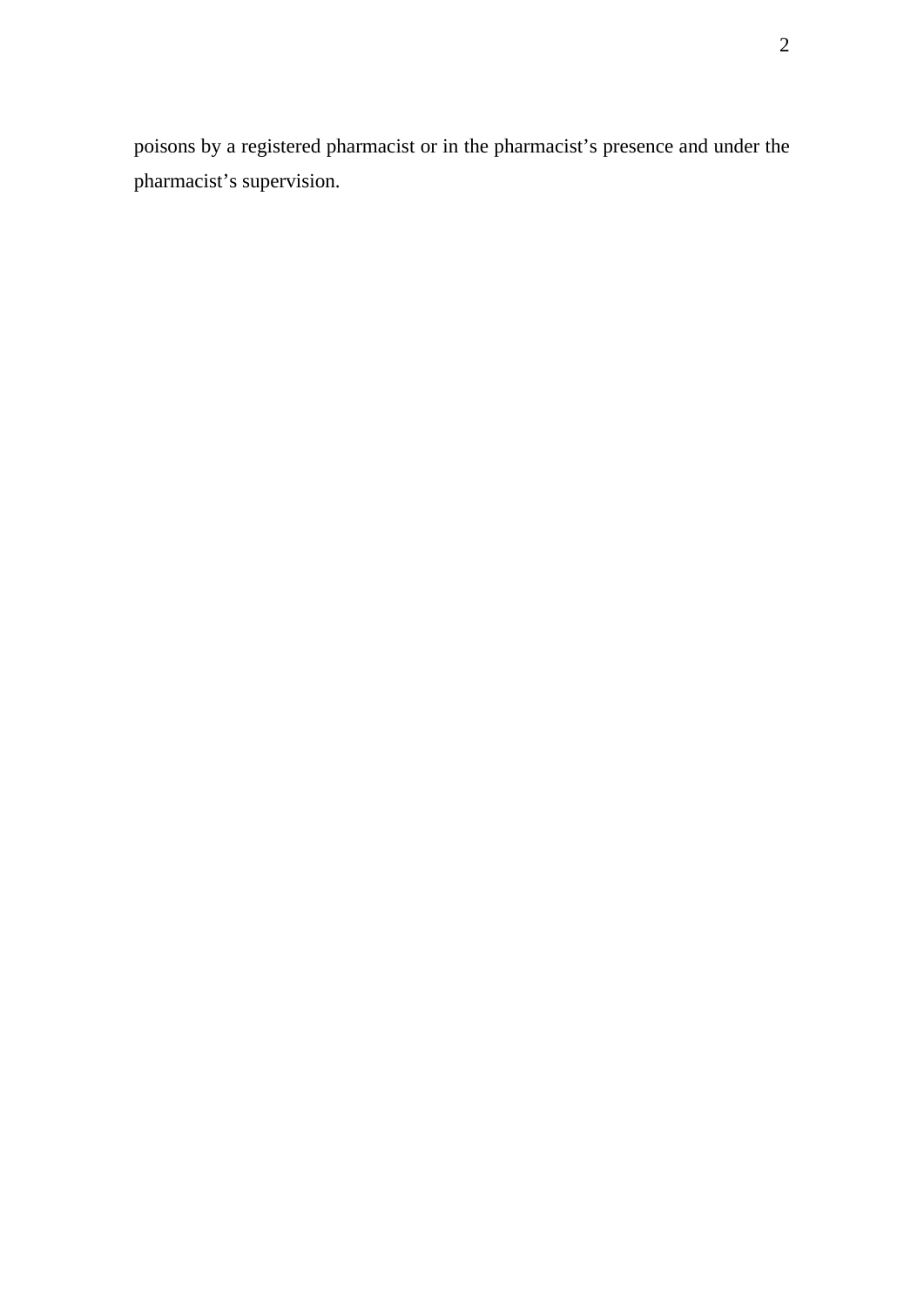poisons by a registered pharmacist or in the pharmacist's presence and under the pharmacist's supervision.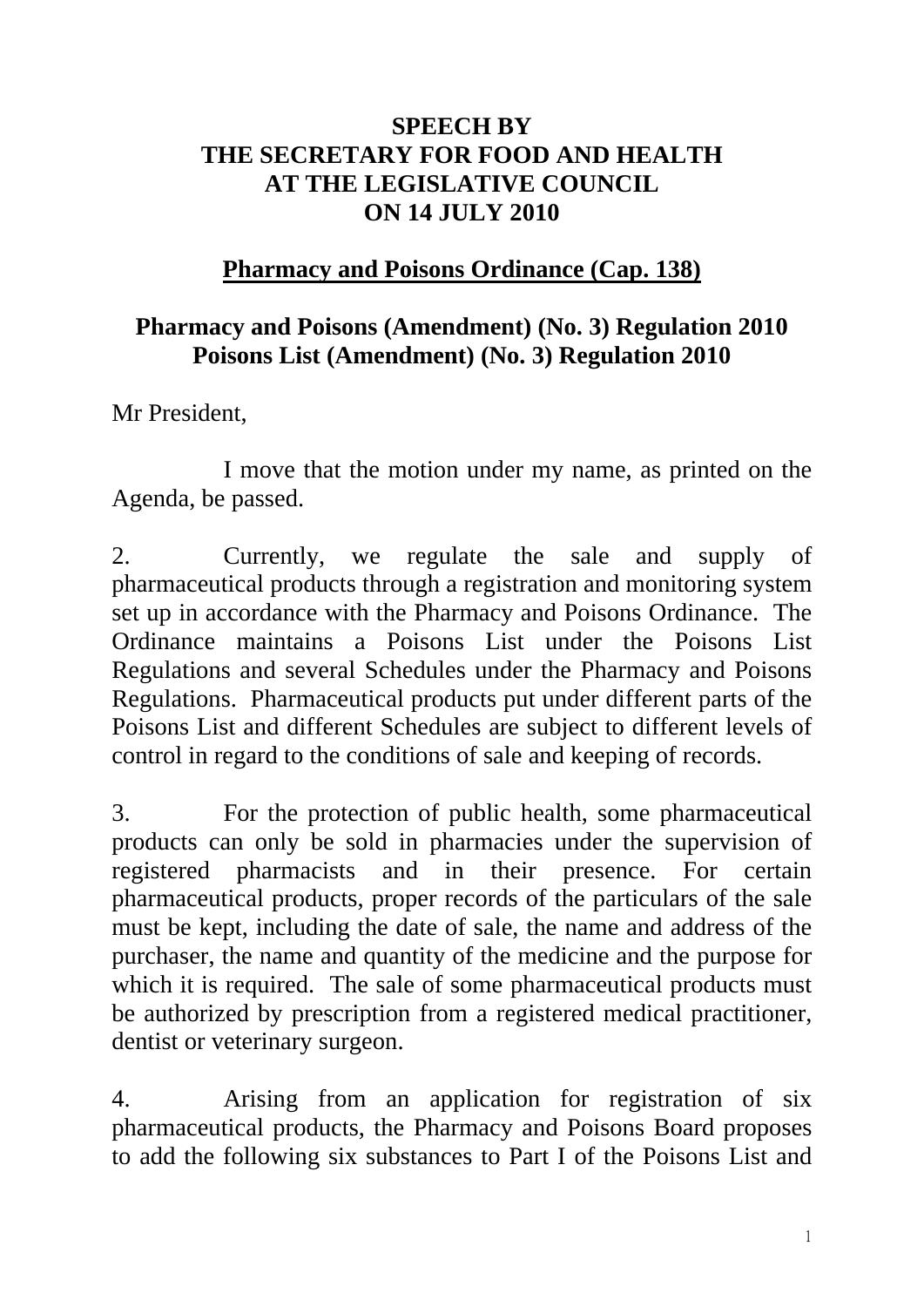**SPEECH BY**
**THE SECRETARY FOR FOOD AND HEALTH**
**AT THE LEGISLATIVE COUNCIL**
**ON 14 JULY 2010**

**Pharmacy and Poisons Ordinance (Cap. 138)**

**Pharmacy and Poisons (Amendment) (No. 3) Regulation 2010**
**Poisons List (Amendment) (No. 3) Regulation 2010**

Mr President,

I move that the motion under my name, as printed on the Agenda, be passed.

2. Currently, we regulate the sale and supply of pharmaceutical products through a registration and monitoring system set up in accordance with the Pharmacy and Poisons Ordinance. The Ordinance maintains a Poisons List under the Poisons List Regulations and several Schedules under the Pharmacy and Poisons Regulations. Pharmaceutical products put under different parts of the Poisons List and different Schedules are subject to different levels of control in regard to the conditions of sale and keeping of records.

3. For the protection of public health, some pharmaceutical products can only be sold in pharmacies under the supervision of registered pharmacists and in their presence. For certain pharmaceutical products, proper records of the particulars of the sale must be kept, including the date of sale, the name and address of the purchaser, the name and quantity of the medicine and the purpose for which it is required. The sale of some pharmaceutical products must be authorized by prescription from a registered medical practitioner, dentist or veterinary surgeon.

4. Arising from an application for registration of six pharmaceutical products, the Pharmacy and Poisons Board proposes to add the following six substances to Part I of the Poisons List and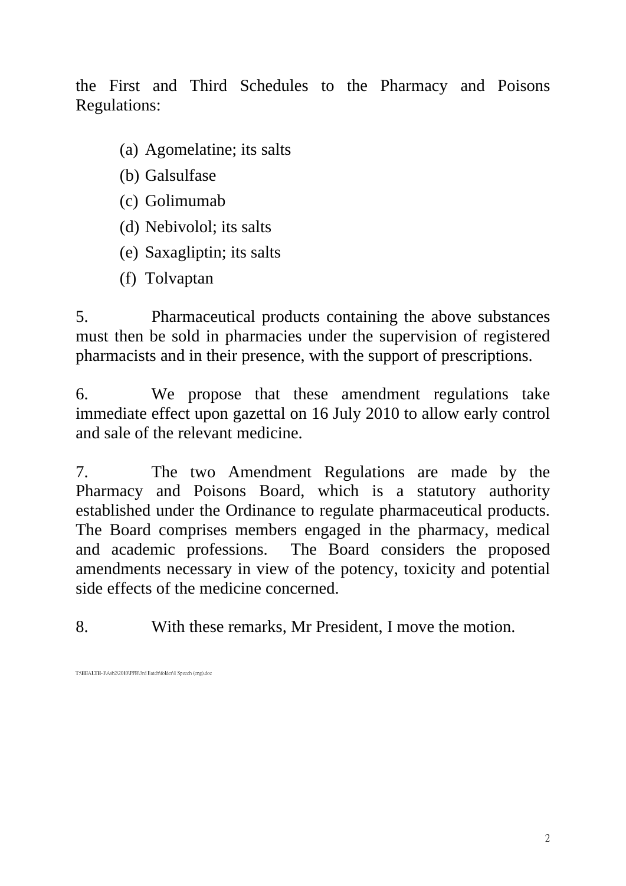the First and Third Schedules to the Pharmacy and Poisons Regulations:

(a) Agomelatine; its salts
(b) Galsulfase
(c) Golimumab
(d) Nebivolol; its salts
(e) Saxagliptin; its salts
(f) Tolvaptan

5. Pharmaceutical products containing the above substances must then be sold in pharmacies under the supervision of registered pharmacists and in their presence, with the support of prescriptions.

6. We propose that these amendment regulations take immediate effect upon gazettal on 16 July 2010 to allow early control and sale of the relevant medicine.

7. The two Amendment Regulations are made by the Pharmacy and Poisons Board, which is a statutory authority established under the Ordinance to regulate pharmaceutical products. The Board comprises members engaged in the pharmacy, medical and academic professions. The Board considers the proposed amendments necessary in view of the potency, toxicity and potential side effects of the medicine concerned.

8. With these remarks, Mr President, I move the motion.

T:\HEALTH-1\Ash2\2010\PPR\3rd Batch\folder\1 Speech (eng).doc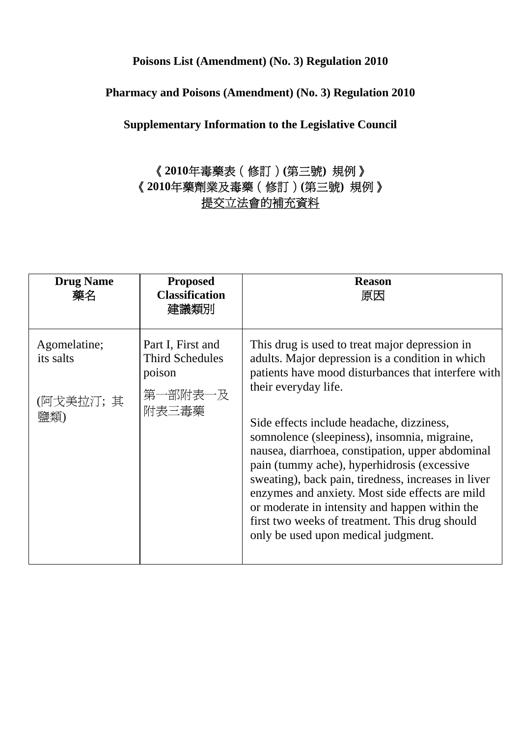**Poisons List (Amendment) (No. 3) Regulation 2010**

**Pharmacy and Poisons (Amendment) (No. 3) Regulation 2010**

**Supplementary Information to the Legislative Council**

**《2010年毒藥表（修訂）(第三號) 規例》**
**《2010年藥劑業及毒藥（修訂）(第三號) 規例》**
提交立法會的補充資料

| **Drug Name** 藥名 | **Proposed Classification** 建議類別 | **Reason** 原因 |
|---|---|---|
| Agomelatine; its salts<br><br>(阿戈美拉汀; 其鹽類) | Part I, First and Third Schedules poison<br><br>第一部附表一及附表三毒藥 | This drug is used to treat major depression in adults. Major depression is a condition in which patients have mood disturbances that interfere with their everyday life.<br><br>Side effects include headache, dizziness, somnolence (sleepiness), insomnia, migraine, nausea, diarrhoea, constipation, upper abdominal pain (tummy ache), hyperhidrosis (excessive sweating), back pain, tiredness, increases in liver enzymes and anxiety. Most side effects are mild or moderate in intensity and happen within the first two weeks of treatment. This drug should only be used upon medical judgment. |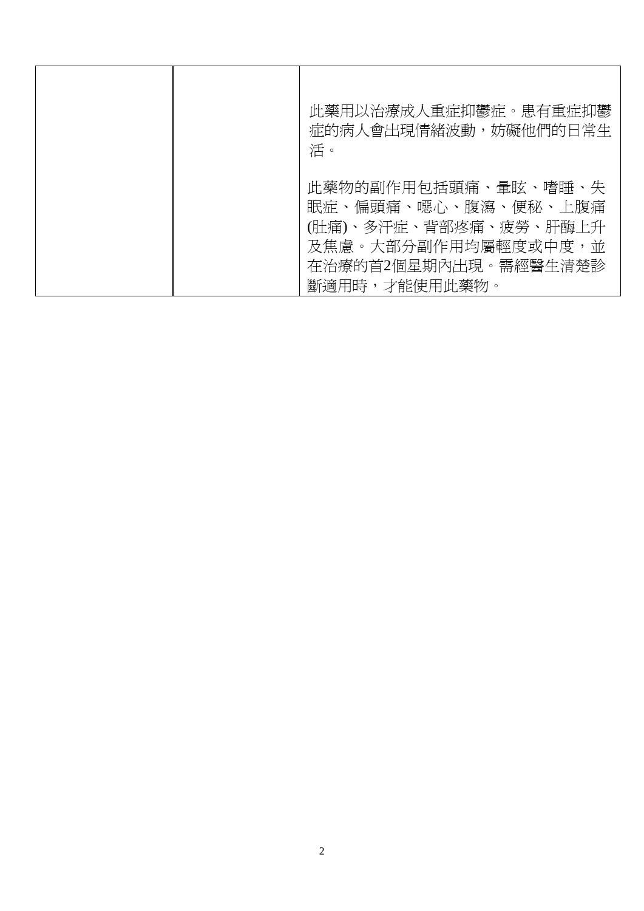|  |  | 此藥用以治療成人重症抑鬱症。患有重症抑鬱症的病人會出現情緒波動，妨礙他們的日常生活。<br><br>此藥物的副作用包括頭痛、暈眩、嗜睡、失眠症、偏頭痛、噁心、腹瀉、便秘、上腹痛(肚痛)、多汗症、背部疼痛、疲勞、肝酶上升及焦慮。大部分副作用均屬輕度或中度，並在治療的首2個星期內出現。需經醫生清楚診斷適用時，才能使用此藥物。 |
|---|---|---|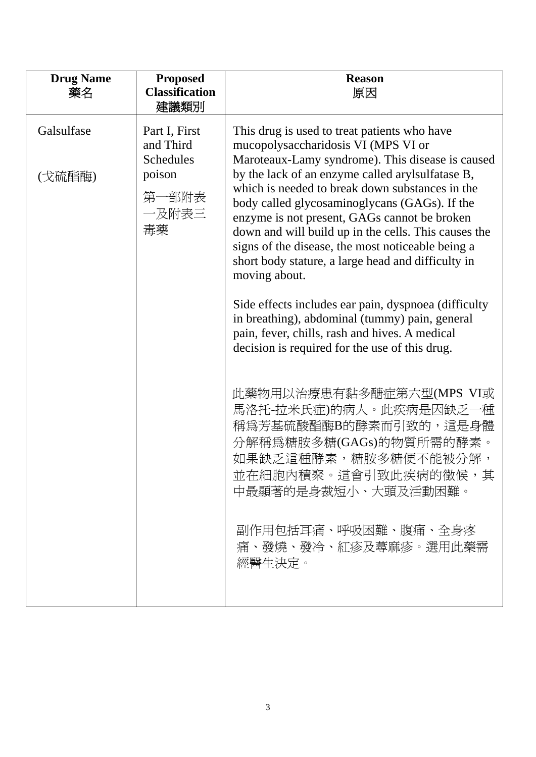| Drug Name<br>藥名 | Proposed Classification<br>建議類別 | Reason<br>原因 |
|---|---|---|
| Galsulfase<br><br>(戈硫酯酶) | Part I, First and Third Schedules poison<br><br>第一部附表一及附表三毒藥 | This drug is used to treat patients who have mucopolysaccharidosis VI (MPS VI or Maroteaux-Lamy syndrome). This disease is caused by the lack of an enzyme called arylsulfatase B, which is needed to break down substances in the body called glycosaminoglycans (GAGs). If the enzyme is not present, GAGs cannot be broken down and will build up in the cells. This causes the signs of the disease, the most noticeable being a short body stature, a large head and difficulty in moving about.<br><br>Side effects includes ear pain, dyspnoea (difficulty in breathing), abdominal (tummy) pain, general pain, fever, chills, rash and hives. A medical decision is required for the use of this drug.<br><br>此藥物用以治療患有黏多醣症第六型(MPS VI或馬洛托-拉米氏症)的病人。此疾病是因缺乏一種稱為芳基硫酸酯酶B的酵素而引致的，這是身體分解稱為糖胺多糖(GAGs)的物質所需的酵素。如果缺乏這種酵素，糖胺多糖便不能被分解，並在細胞內積聚。這會引致此疾病的徵候，其中最顯著的是身裁短小、大頭及活動困難。<br><br>副作用包括耳痛、呼吸困難、腹痛、全身疼痛、發燒、發冷、紅疹及蕁麻疹。選用此藥需經醫生決定。 |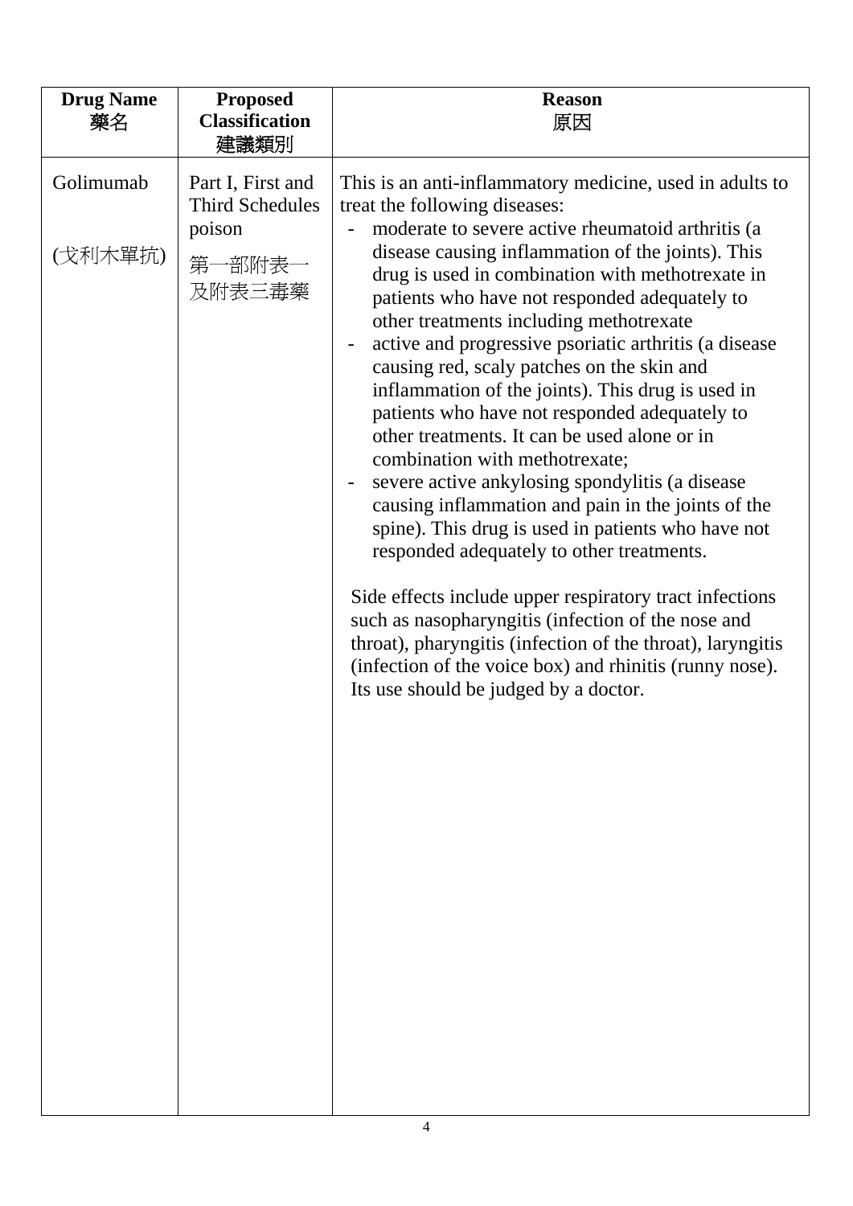| Drug Name<br>藥名 | Proposed Classification<br>建議類別 | Reason<br>原因 |
|---|---|---|
| Golimumab<br><br>(戈利木單抗) | Part I, First and Third Schedules poison<br><br>第一部附表一及附表三毒藥 | This is an anti-inflammatory medicine, used in adults to treat the following diseases:<br>- moderate to severe active rheumatoid arthritis (a disease causing inflammation of the joints). This drug is used in combination with methotrexate in patients who have not responded adequately to other treatments including methotrexate<br>- active and progressive psoriatic arthritis (a disease causing red, scaly patches on the skin and inflammation of the joints). This drug is used in patients who have not responded adequately to other treatments. It can be used alone or in combination with methotrexate;<br>- severe active ankylosing spondylitis (a disease causing inflammation and pain in the joints of the spine). This drug is used in patients who have not responded adequately to other treatments.<br><br>Side effects include upper respiratory tract infections such as nasopharyngitis (infection of the nose and throat), pharyngitis (infection of the throat), laryngitis (infection of the voice box) and rhinitis (runny nose). Its use should be judged by a doctor. |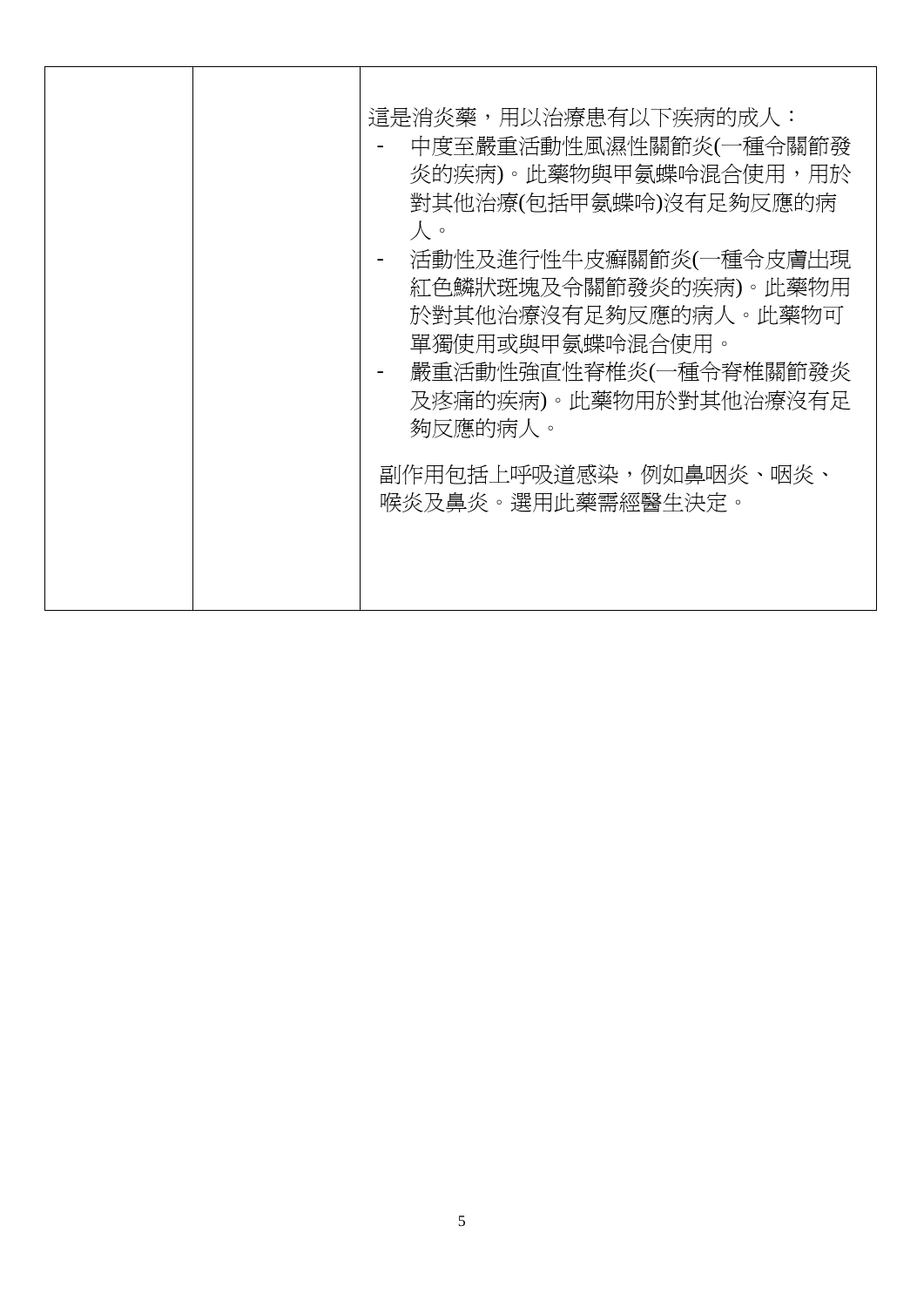| | | |
|---|---|---|
| | | 這是消炎藥，用以治療患有以下疾病的成人：<br>- 中度至嚴重活動性風濕性關節炎(一種令關節發炎的疾病)。此藥物與甲氨蝶呤混合使用，用於對其他治療(包括甲氨蝶呤)沒有足夠反應的病人。<br>- 活動性及進行性牛皮癬關節炎(一種令皮膚出現紅色鱗狀斑塊及令關節發炎的疾病)。此藥物用於對其他治療沒有足夠反應的病人。此藥物可單獨使用或與甲氨蝶呤混合使用。<br>- 嚴重活動性強直性脊椎炎(一種令脊椎關節發炎及疼痛的疾病)。此藥物用於對其他治療沒有足夠反應的病人。<br><br>副作用包括上呼吸道感染，例如鼻咽炎、咽炎、喉炎及鼻炎。選用此藥需經醫生決定。 |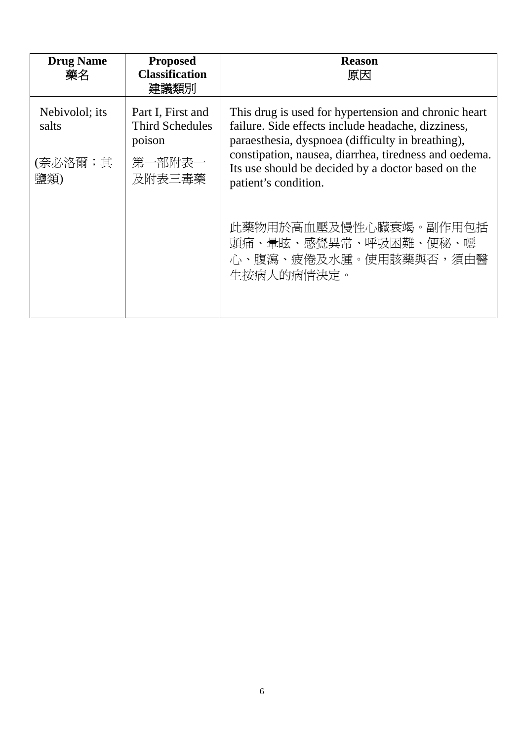| **Drug Name** 藥名 | **Proposed Classification** 建議類別 | **Reason** 原因 |
|---|---|---|
| Nebivolol; its salts<br><br>(奈必洛爾；其鹽類) | Part I, First and Third Schedules poison<br><br>第一部附表一及附表三毒藥 | This drug is used for hypertension and chronic heart failure. Side effects include headache, dizziness, paraesthesia, dyspnoea (difficulty in breathing), constipation, nausea, diarrhea, tiredness and oedema. Its use should be decided by a doctor based on the patient's condition.<br><br>此藥物用於高血壓及慢性心臟衰竭。副作用包括頭痛、暈眩、感覺異常、呼吸困難、便秘、噁心、腹瀉、疲倦及水腫。使用該藥與否，須由醫生按病人的病情決定。 |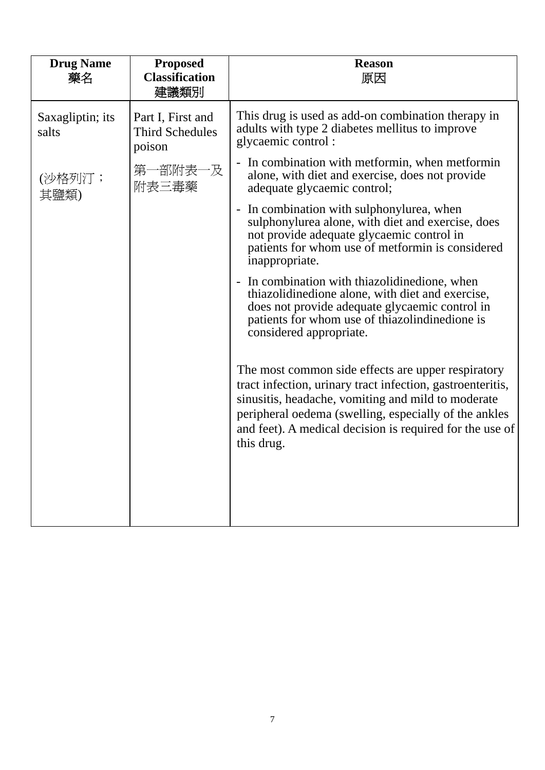| Drug Name<br>藥名 | Proposed Classification<br>建議類別 | Reason<br>原因 |
|---|---|---|
| Saxagliptin; its salts<br><br>(沙格列汀；其鹽類) | Part I, First and Third Schedules poison<br><br>第一部附表一及附表三毒藥 | This drug is used as add-on combination therapy in adults with type 2 diabetes mellitus to improve glycaemic control :<br>- In combination with metformin, when metformin alone, with diet and exercise, does not provide adequate glycaemic control;<br>- In combination with sulphonylurea, when sulphonylurea alone, with diet and exercise, does not provide adequate glycaemic control in patients for whom use of metformin is considered inappropriate.<br>- In combination with thiazolidinedione, when thiazolidinedione alone, with diet and exercise, does not provide adequate glycaemic control in patients for whom use of thiazolindinedione is considered appropriate.<br><br>The most common side effects are upper respiratory tract infection, urinary tract infection, gastroenteritis, sinusitis, headache, vomiting and mild to moderate peripheral oedema (swelling, especially of the ankles and feet). A medical decision is required for the use of this drug. |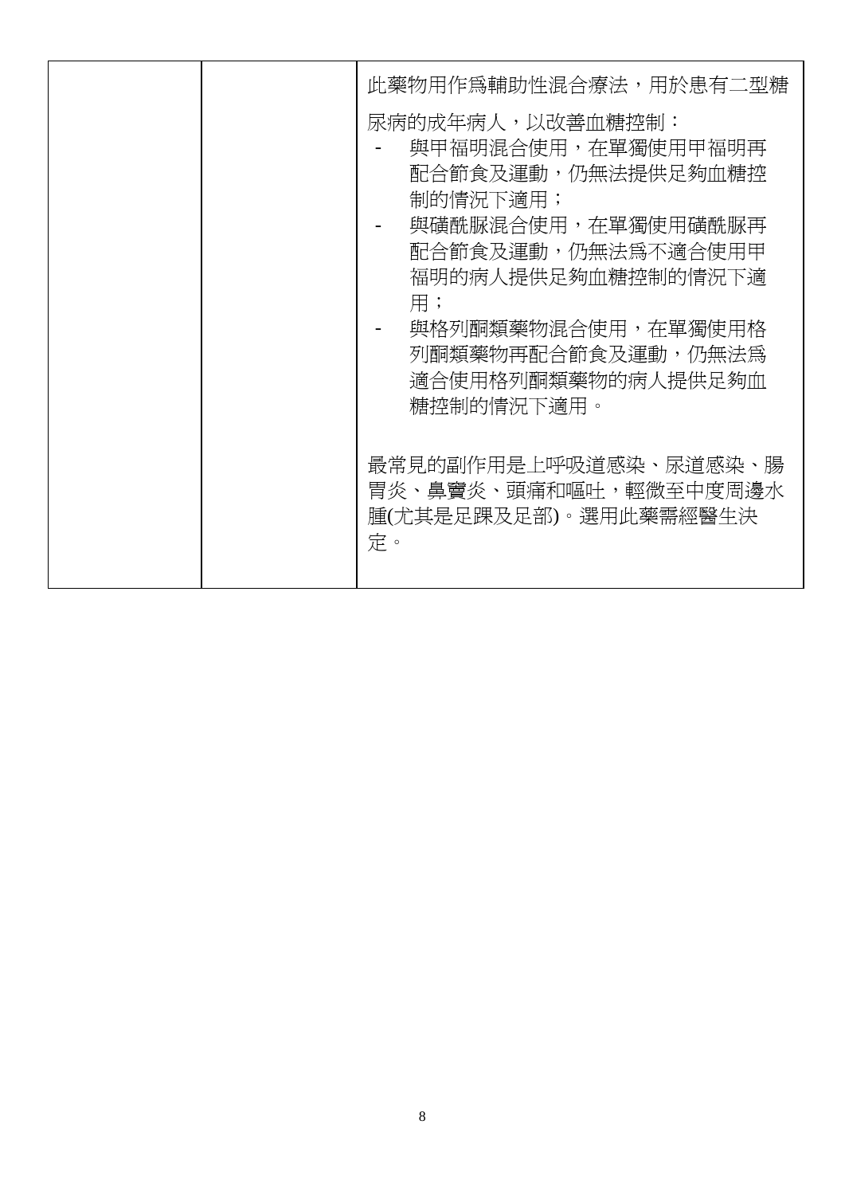|  |  | 此藥物用作爲輔助性混合療法，用於患有二型糖尿病的成年病人，以改善血糖控制：<br>- 與甲福明混合使用，在單獨使用甲福明再配合節食及運動，仍無法提供足夠血糖控制的情況下適用；<br>- 與磺酰脲混合使用，在單獨使用磺酰脲再配合節食及運動，仍無法爲不適合使用甲福明的病人提供足夠血糖控制的情況下適用；<br>- 與格列酮類藥物混合使用，在單獨使用格列酮類藥物再配合節食及運動，仍無法爲適合使用格列酮類藥物的病人提供足夠血糖控制的情況下適用。<br><br>最常見的副作用是上呼吸道感染、尿道感染、腸胃炎、鼻竇炎、頭痛和嘔吐，輕微至中度周邊水腫(尤其是足踝及足部)。選用此藥需經醫生決定。 |
|---|---|---|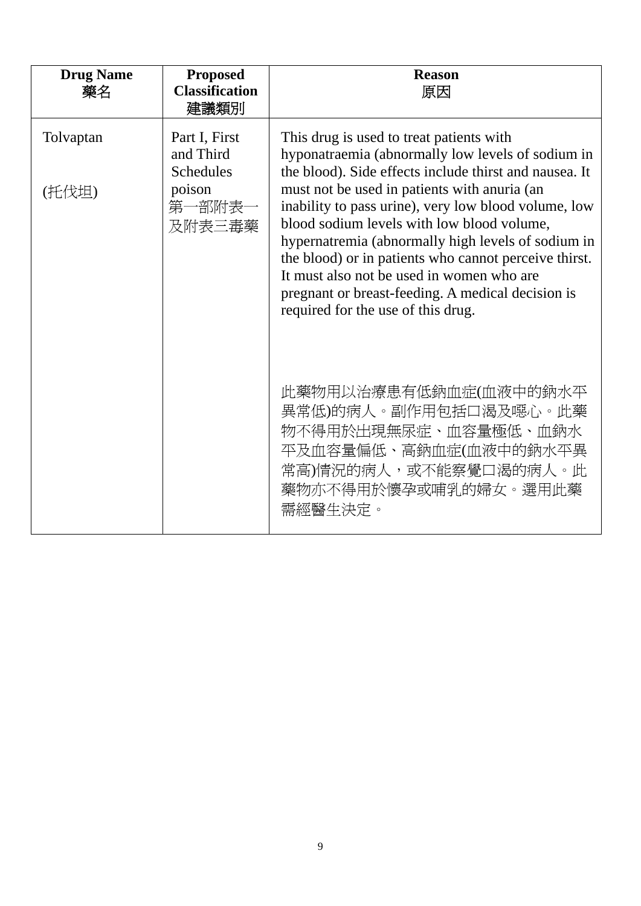| Drug Name<br>藥名 | Proposed Classification<br>建議類別 | Reason<br>原因 |
| --- | --- | --- |
| Tolvaptan<br><br>(托伐坦) | Part I, First and Third Schedules poison<br>第一部附表一及附表三毒藥 | This drug is used to treat patients with hyponatraemia (abnormally low levels of sodium in the blood). Side effects include thirst and nausea. It must not be used in patients with anuria (an inability to pass urine), very low blood volume, low blood sodium levels with low blood volume, hypernatremia (abnormally high levels of sodium in the blood) or in patients who cannot perceive thirst. It must also not be used in women who are pregnant or breast-feeding. A medical decision is required for the use of this drug.<br><br>此藥物用以治療患有低鈉血症(血液中的鈉水平異常低)的病人。副作用包括口渴及噁心。此藥物不得用於出現無尿症、血容量極低、血鈉水平及血容量偏低、高鈉血症(血液中的鈉水平異常高)情況的病人，或不能察覺口渴的病人。此藥物亦不得用於懷孕或哺乳的婦女。選用此藥需經醫生決定。 |